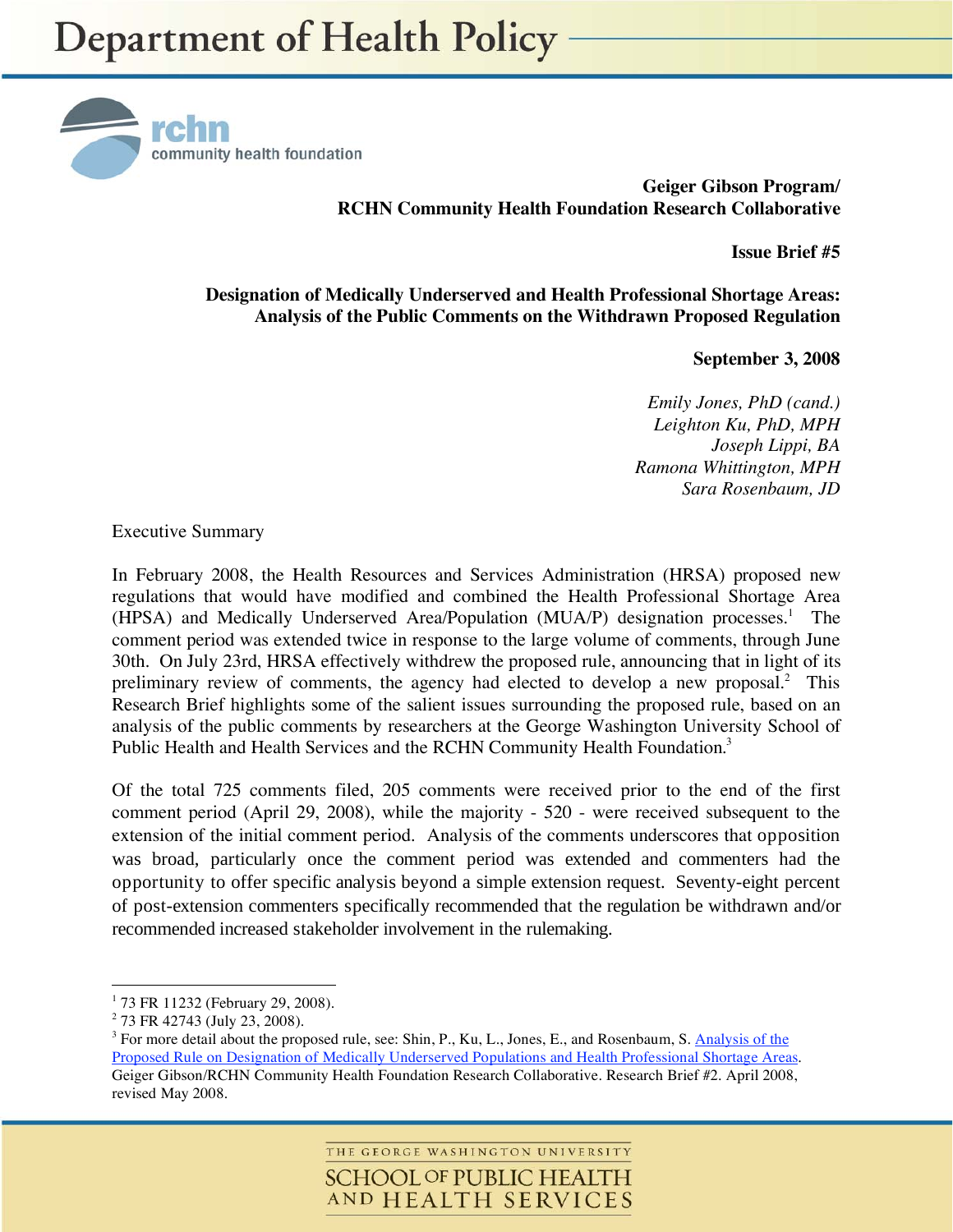# Department of Health Policy

rchn community health foundation

**Geiger Gibson Program/**
**RCHN Community Health Foundation Research Collaborative**

**Issue Brief #5**

## Designation of Medically Underserved and Health Professional Shortage Areas: Analysis of the Public Comments on the Withdrawn Proposed Regulation

**September 3, 2008**

*Emily Jones, PhD (cand.)*
*Leighton Ku, PhD, MPH*
*Joseph Lippi, BA*
*Ramona Whittington, MPH*
*Sara Rosenbaum, JD*

Executive Summary

In February 2008, the Health Resources and Services Administration (HRSA) proposed new regulations that would have modified and combined the Health Professional Shortage Area (HPSA) and Medically Underserved Area/Population (MUA/P) designation processes.[1] The comment period was extended twice in response to the large volume of comments, through June 30th. On July 23rd, HRSA effectively withdrew the proposed rule, announcing that in light of its preliminary review of comments, the agency had elected to develop a new proposal.[2] This Research Brief highlights some of the salient issues surrounding the proposed rule, based on an analysis of the public comments by researchers at the George Washington University School of Public Health and Health Services and the RCHN Community Health Foundation.[3]

Of the total 725 comments filed, 205 comments were received prior to the end of the first comment period (April 29, 2008), while the majority - 520 - were received subsequent to the extension of the initial comment period. Analysis of the comments underscores that opposition was broad, particularly once the comment period was extended and commenters had the opportunity to offer specific analysis beyond a simple extension request. Seventy-eight percent of post-extension commenters specifically recommended that the regulation be withdrawn and/or recommended increased stakeholder involvement in the rulemaking.

[1] 73 FR 11232 (February 29, 2008).
[2] 73 FR 42743 (July 23, 2008).
[3] For more detail about the proposed rule, see: Shin, P., Ku, L., Jones, E., and Rosenbaum, S. Analysis of the Proposed Rule on Designation of Medically Underserved Populations and Health Professional Shortage Areas. Geiger Gibson/RCHN Community Health Foundation Research Collaborative. Research Brief #2. April 2008, revised May 2008.

THE GEORGE WASHINGTON UNIVERSITY
SCHOOL OF PUBLIC HEALTH AND HEALTH SERVICES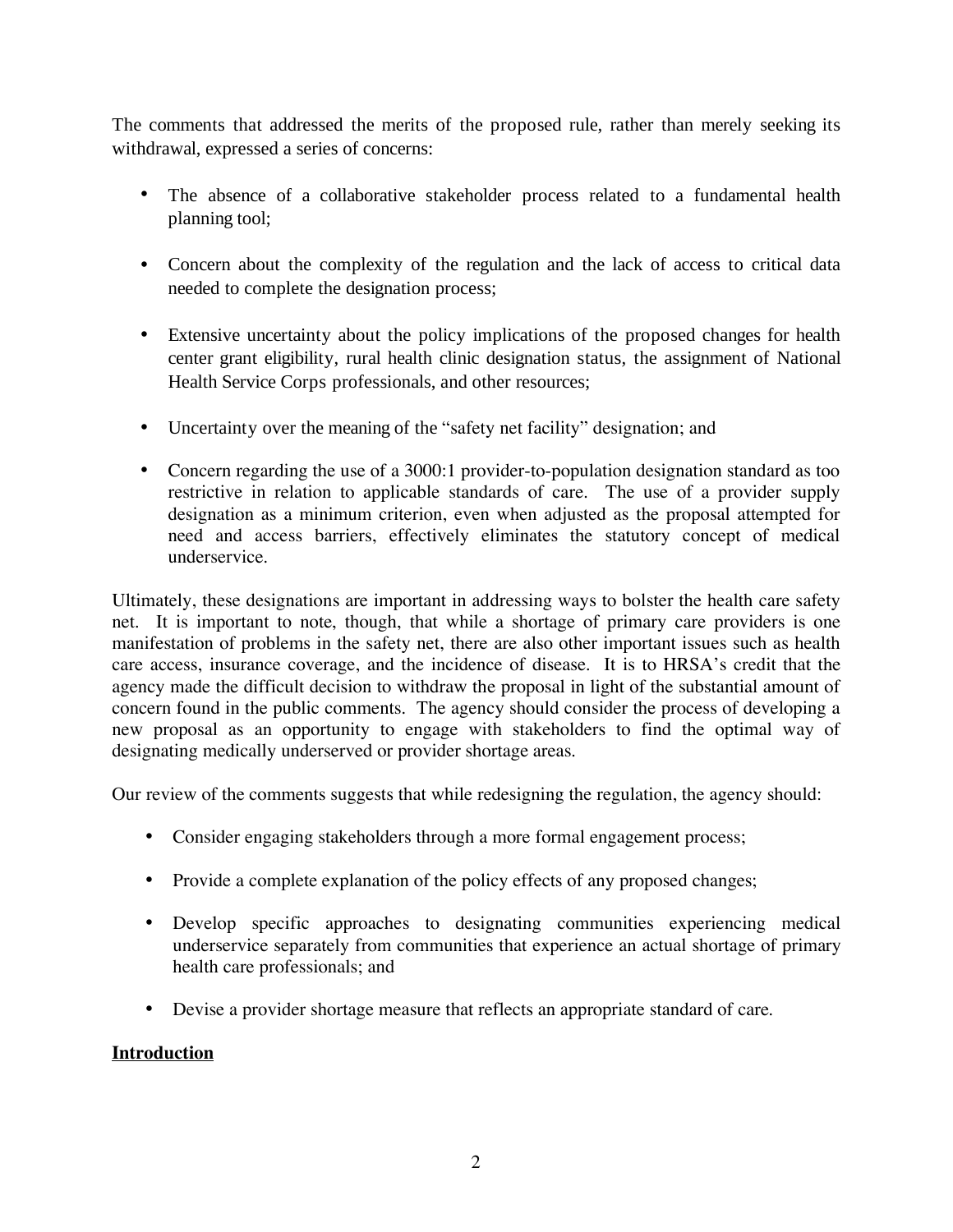The comments that addressed the merits of the proposed rule, rather than merely seeking its withdrawal, expressed a series of concerns:

- The absence of a collaborative stakeholder process related to a fundamental health planning tool;
- Concern about the complexity of the regulation and the lack of access to critical data needed to complete the designation process;
- Extensive uncertainty about the policy implications of the proposed changes for health center grant eligibility, rural health clinic designation status, the assignment of National Health Service Corps professionals, and other resources;
- Uncertainty over the meaning of the "safety net facility" designation; and
- Concern regarding the use of a 3000:1 provider-to-population designation standard as too restrictive in relation to applicable standards of care. The use of a provider supply designation as a minimum criterion, even when adjusted as the proposal attempted for need and access barriers, effectively eliminates the statutory concept of medical underservice.

Ultimately, these designations are important in addressing ways to bolster the health care safety net. It is important to note, though, that while a shortage of primary care providers is one manifestation of problems in the safety net, there are also other important issues such as health care access, insurance coverage, and the incidence of disease. It is to HRSA's credit that the agency made the difficult decision to withdraw the proposal in light of the substantial amount of concern found in the public comments. The agency should consider the process of developing a new proposal as an opportunity to engage with stakeholders to find the optimal way of designating medically underserved or provider shortage areas.

Our review of the comments suggests that while redesigning the regulation, the agency should:

- Consider engaging stakeholders through a more formal engagement process;
- Provide a complete explanation of the policy effects of any proposed changes;
- Develop specific approaches to designating communities experiencing medical underservice separately from communities that experience an actual shortage of primary health care professionals; and
- Devise a provider shortage measure that reflects an appropriate standard of care.

## Introduction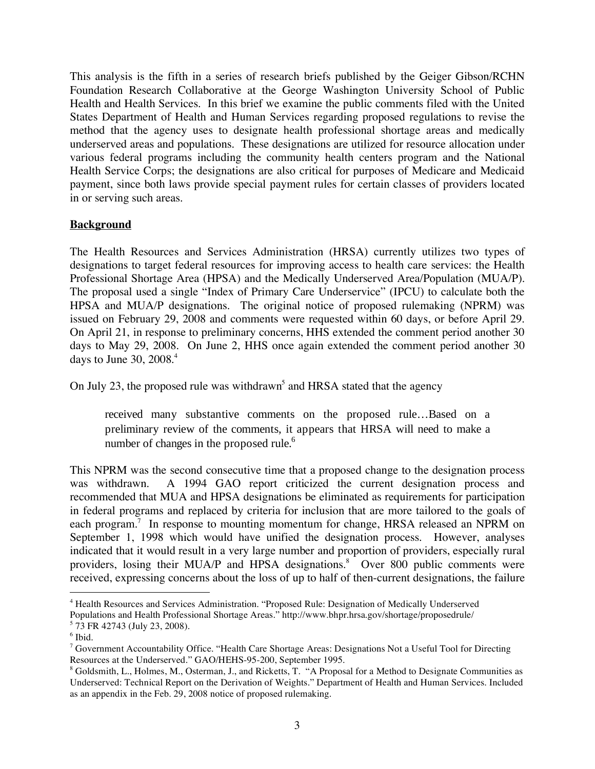This analysis is the fifth in a series of research briefs published by the Geiger Gibson/RCHN Foundation Research Collaborative at the George Washington University School of Public Health and Health Services. In this brief we examine the public comments filed with the United States Department of Health and Human Services regarding proposed regulations to revise the method that the agency uses to designate health professional shortage areas and medically underserved areas and populations. These designations are utilized for resource allocation under various federal programs including the community health centers program and the National Health Service Corps; the designations are also critical for purposes of Medicare and Medicaid payment, since both laws provide special payment rules for certain classes of providers located in or serving such areas.

## Background

The Health Resources and Services Administration (HRSA) currently utilizes two types of designations to target federal resources for improving access to health care services: the Health Professional Shortage Area (HPSA) and the Medically Underserved Area/Population (MUA/P). The proposal used a single "Index of Primary Care Underservice" (IPCU) to calculate both the HPSA and MUA/P designations. The original notice of proposed rulemaking (NPRM) was issued on February 29, 2008 and comments were requested within 60 days, or before April 29. On April 21, in response to preliminary concerns, HHS extended the comment period another 30 days to May 29, 2008. On June 2, HHS once again extended the comment period another 30 days to June 30, 2008.[4]

On July 23, the proposed rule was withdrawn[5] and HRSA stated that the agency

> received many substantive comments on the proposed rule…Based on a preliminary review of the comments, it appears that HRSA will need to make a number of changes in the proposed rule.[6]

This NPRM was the second consecutive time that a proposed change to the designation process was withdrawn. A 1994 GAO report criticized the current designation process and recommended that MUA and HPSA designations be eliminated as requirements for participation in federal programs and replaced by criteria for inclusion that are more tailored to the goals of each program.[7] In response to mounting momentum for change, HRSA released an NPRM on September 1, 1998 which would have unified the designation process. However, analyses indicated that it would result in a very large number and proportion of providers, especially rural providers, losing their MUA/P and HPSA designations.[8] Over 800 public comments were received, expressing concerns about the loss of up to half of then-current designations, the failure

---

[4] Health Resources and Services Administration. "Proposed Rule: Designation of Medically Underserved Populations and Health Professional Shortage Areas." http://www.bhpr.hrsa.gov/shortage/proposedrule/

[5] 73 FR 42743 (July 23, 2008).

[6] Ibid.

[7] Government Accountability Office. "Health Care Shortage Areas: Designations Not a Useful Tool for Directing Resources at the Underserved." GAO/HEHS-95-200, September 1995.

[8] Goldsmith, L., Holmes, M., Osterman, J., and Ricketts, T. "A Proposal for a Method to Designate Communities as Underserved: Technical Report on the Derivation of Weights." Department of Health and Human Services. Included as an appendix in the Feb. 29, 2008 notice of proposed rulemaking.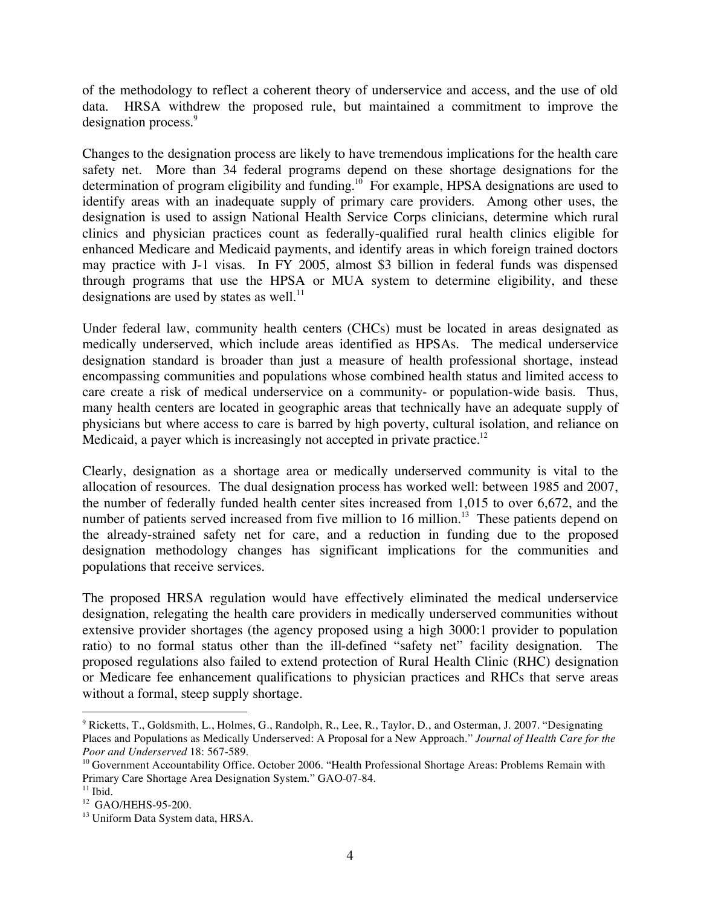of the methodology to reflect a coherent theory of underservice and access, and the use of old data. HRSA withdrew the proposed rule, but maintained a commitment to improve the designation process.[9]

Changes to the designation process are likely to have tremendous implications for the health care safety net. More than 34 federal programs depend on these shortage designations for the determination of program eligibility and funding.[10] For example, HPSA designations are used to identify areas with an inadequate supply of primary care providers. Among other uses, the designation is used to assign National Health Service Corps clinicians, determine which rural clinics and physician practices count as federally-qualified rural health clinics eligible for enhanced Medicare and Medicaid payments, and identify areas in which foreign trained doctors may practice with J-1 visas. In FY 2005, almost $3 billion in federal funds was dispensed through programs that use the HPSA or MUA system to determine eligibility, and these designations are used by states as well.[11]

Under federal law, community health centers (CHCs) must be located in areas designated as medically underserved, which include areas identified as HPSAs. The medical underservice designation standard is broader than just a measure of health professional shortage, instead encompassing communities and populations whose combined health status and limited access to care create a risk of medical underservice on a community- or population-wide basis. Thus, many health centers are located in geographic areas that technically have an adequate supply of physicians but where access to care is barred by high poverty, cultural isolation, and reliance on Medicaid, a payer which is increasingly not accepted in private practice.[12]

Clearly, designation as a shortage area or medically underserved community is vital to the allocation of resources. The dual designation process has worked well: between 1985 and 2007, the number of federally funded health center sites increased from 1,015 to over 6,672, and the number of patients served increased from five million to 16 million.[13] These patients depend on the already-strained safety net for care, and a reduction in funding due to the proposed designation methodology changes has significant implications for the communities and populations that receive services.

The proposed HRSA regulation would have effectively eliminated the medical underservice designation, relegating the health care providers in medically underserved communities without extensive provider shortages (the agency proposed using a high 3000:1 provider to population ratio) to no formal status other than the ill-defined "safety net" facility designation. The proposed regulations also failed to extend protection of Rural Health Clinic (RHC) designation or Medicare fee enhancement qualifications to physician practices and RHCs that serve areas without a formal, steep supply shortage.

---

[9] Ricketts, T., Goldsmith, L., Holmes, G., Randolph, R., Lee, R., Taylor, D., and Osterman, J. 2007. "Designating Places and Populations as Medically Underserved: A Proposal for a New Approach." *Journal of Health Care for the Poor and Underserved* 18: 567-589.

[10] Government Accountability Office. October 2006. "Health Professional Shortage Areas: Problems Remain with Primary Care Shortage Area Designation System." GAO-07-84.

[11] Ibid.

[12] GAO/HEHS-95-200.

[13] Uniform Data System data, HRSA.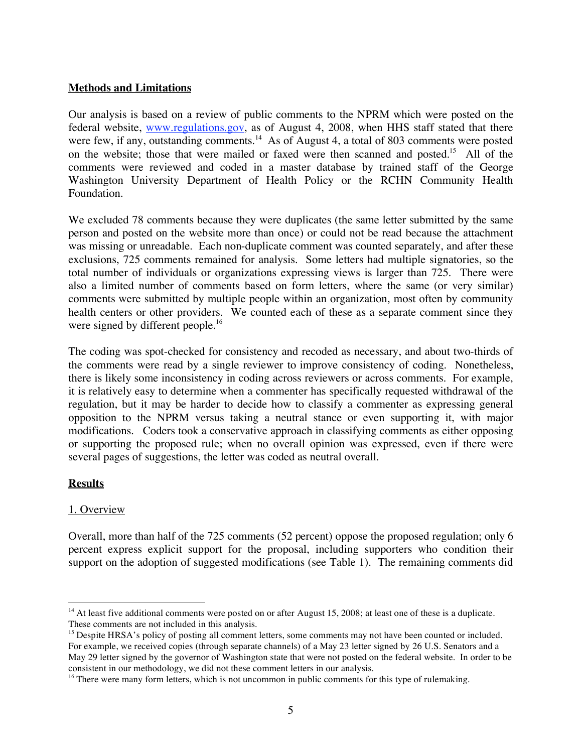**Methods and Limitations**

Our analysis is based on a review of public comments to the NPRM which were posted on the federal website, www.regulations.gov, as of August 4, 2008, when HHS staff stated that there were few, if any, outstanding comments.[14] As of August 4, a total of 803 comments were posted on the website; those that were mailed or faxed were then scanned and posted.[15] All of the comments were reviewed and coded in a master database by trained staff of the George Washington University Department of Health Policy or the RCHN Community Health Foundation.

We excluded 78 comments because they were duplicates (the same letter submitted by the same person and posted on the website more than once) or could not be read because the attachment was missing or unreadable. Each non-duplicate comment was counted separately, and after these exclusions, 725 comments remained for analysis. Some letters had multiple signatories, so the total number of individuals or organizations expressing views is larger than 725. There were also a limited number of comments based on form letters, where the same (or very similar) comments were submitted by multiple people within an organization, most often by community health centers or other providers. We counted each of these as a separate comment since they were signed by different people.[16]

The coding was spot-checked for consistency and recoded as necessary, and about two-thirds of the comments were read by a single reviewer to improve consistency of coding. Nonetheless, there is likely some inconsistency in coding across reviewers or across comments. For example, it is relatively easy to determine when a commenter has specifically requested withdrawal of the regulation, but it may be harder to decide how to classify a commenter as expressing general opposition to the NPRM versus taking a neutral stance or even supporting it, with major modifications. Coders took a conservative approach in classifying comments as either opposing or supporting the proposed rule; when no overall opinion was expressed, even if there were several pages of suggestions, the letter was coded as neutral overall.

**Results**

1. Overview

Overall, more than half of the 725 comments (52 percent) oppose the proposed regulation; only 6 percent express explicit support for the proposal, including supporters who condition their support on the adoption of suggested modifications (see Table 1). The remaining comments did

---

[14] At least five additional comments were posted on or after August 15, 2008; at least one of these is a duplicate. These comments are not included in this analysis.

[15] Despite HRSA's policy of posting all comment letters, some comments may not have been counted or included. For example, we received copies (through separate channels) of a May 23 letter signed by 26 U.S. Senators and a May 29 letter signed by the governor of Washington state that were not posted on the federal website. In order to be consistent in our methodology, we did not these comment letters in our analysis.

[16] There were many form letters, which is not uncommon in public comments for this type of rulemaking.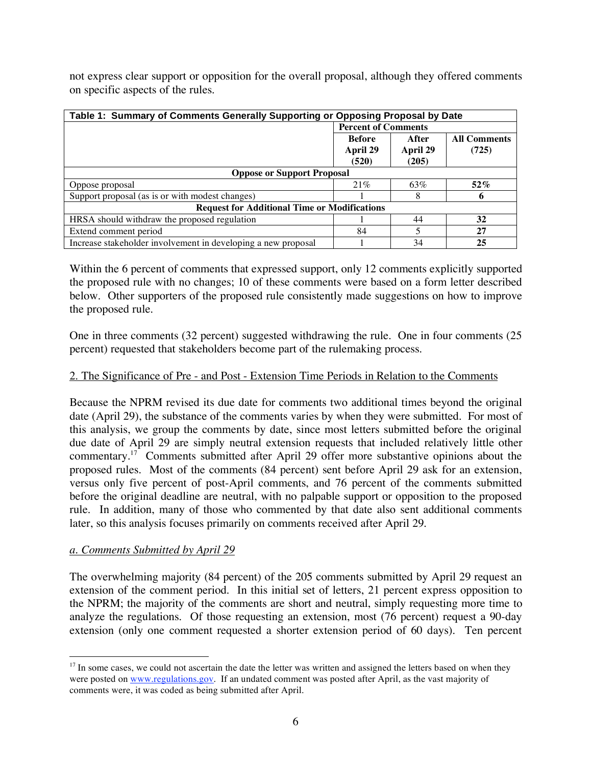not express clear support or opposition for the overall proposal, although they offered comments on specific aspects of the rules.

| Table 1: Summary of Comments Generally Supporting or Opposing Proposal by Date | | | |
|---|---|---|---|
| | Percent of Comments | | |
| | Before April 29 (520) | After April 29 (205) | All Comments (725) |
| **Oppose or Support Proposal** | | | |
| Oppose proposal | 21% | 63% | **52%** |
| Support proposal (as is or with modest changes) | 1 | 8 | **6** |
| **Request for Additional Time or Modifications** | | | |
| HRSA should withdraw the proposed regulation | 1 | 44 | **32** |
| Extend comment period | 84 | 5 | **27** |
| Increase stakeholder involvement in developing a new proposal | 1 | 34 | **25** |

Within the 6 percent of comments that expressed support, only 12 comments explicitly supported the proposed rule with no changes; 10 of these comments were based on a form letter described below. Other supporters of the proposed rule consistently made suggestions on how to improve the proposed rule.

One in three comments (32 percent) suggested withdrawing the rule. One in four comments (25 percent) requested that stakeholders become part of the rulemaking process.

2. The Significance of Pre - and Post - Extension Time Periods in Relation to the Comments

Because the NPRM revised its due date for comments two additional times beyond the original date (April 29), the substance of the comments varies by when they were submitted. For most of this analysis, we group the comments by date, since most letters submitted before the original due date of April 29 are simply neutral extension requests that included relatively little other commentary.[17] Comments submitted after April 29 offer more substantive opinions about the proposed rules. Most of the comments (84 percent) sent before April 29 ask for an extension, versus only five percent of post-April comments, and 76 percent of the comments submitted before the original deadline are neutral, with no palpable support or opposition to the proposed rule. In addition, many of those who commented by that date also sent additional comments later, so this analysis focuses primarily on comments received after April 29.

*a. Comments Submitted by April 29*

The overwhelming majority (84 percent) of the 205 comments submitted by April 29 request an extension of the comment period. In this initial set of letters, 21 percent express opposition to the NPRM; the majority of the comments are short and neutral, simply requesting more time to analyze the regulations. Of those requesting an extension, most (76 percent) request a 90-day extension (only one comment requested a shorter extension period of 60 days). Ten percent

[17] In some cases, we could not ascertain the date the letter was written and assigned the letters based on when they were posted on www.regulations.gov. If an undated comment was posted after April, as the vast majority of comments were, it was coded as being submitted after April.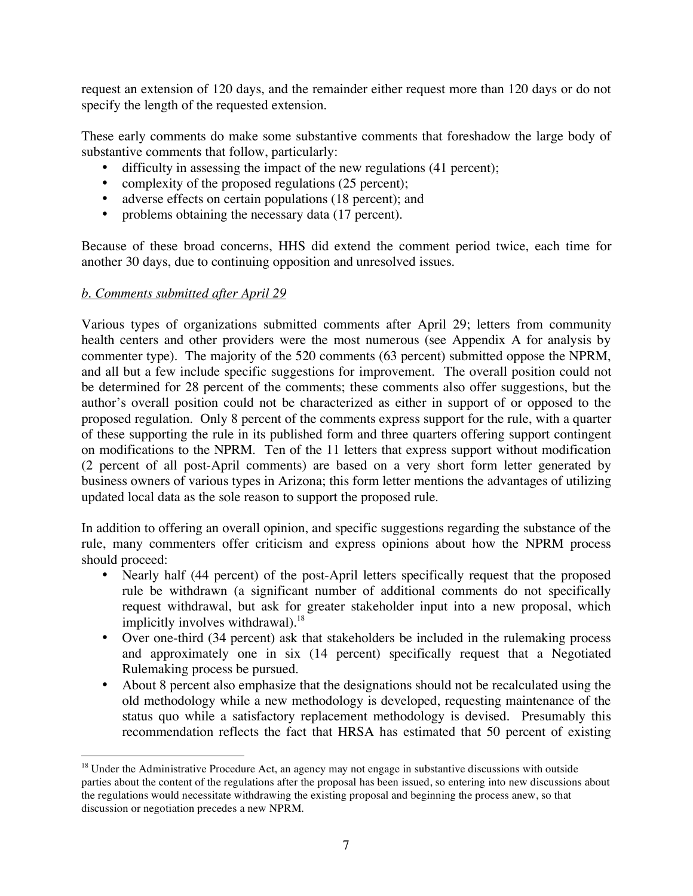request an extension of 120 days, and the remainder either request more than 120 days or do not specify the length of the requested extension.

These early comments do make some substantive comments that foreshadow the large body of substantive comments that follow, particularly:

- difficulty in assessing the impact of the new regulations (41 percent);
- complexity of the proposed regulations (25 percent);
- adverse effects on certain populations (18 percent); and
- problems obtaining the necessary data (17 percent).

Because of these broad concerns, HHS did extend the comment period twice, each time for another 30 days, due to continuing opposition and unresolved issues.

*b. Comments submitted after April 29*

Various types of organizations submitted comments after April 29; letters from community health centers and other providers were the most numerous (see Appendix A for analysis by commenter type). The majority of the 520 comments (63 percent) submitted oppose the NPRM, and all but a few include specific suggestions for improvement. The overall position could not be determined for 28 percent of the comments; these comments also offer suggestions, but the author's overall position could not be characterized as either in support of or opposed to the proposed regulation. Only 8 percent of the comments express support for the rule, with a quarter of these supporting the rule in its published form and three quarters offering support contingent on modifications to the NPRM. Ten of the 11 letters that express support without modification (2 percent of all post-April comments) are based on a very short form letter generated by business owners of various types in Arizona; this form letter mentions the advantages of utilizing updated local data as the sole reason to support the proposed rule.

In addition to offering an overall opinion, and specific suggestions regarding the substance of the rule, many commenters offer criticism and express opinions about how the NPRM process should proceed:

- Nearly half (44 percent) of the post-April letters specifically request that the proposed rule be withdrawn (a significant number of additional comments do not specifically request withdrawal, but ask for greater stakeholder input into a new proposal, which implicitly involves withdrawal).[18]
- Over one-third (34 percent) ask that stakeholders be included in the rulemaking process and approximately one in six (14 percent) specifically request that a Negotiated Rulemaking process be pursued.
- About 8 percent also emphasize that the designations should not be recalculated using the old methodology while a new methodology is developed, requesting maintenance of the status quo while a satisfactory replacement methodology is devised. Presumably this recommendation reflects the fact that HRSA has estimated that 50 percent of existing

[18] Under the Administrative Procedure Act, an agency may not engage in substantive discussions with outside parties about the content of the regulations after the proposal has been issued, so entering into new discussions about the regulations would necessitate withdrawing the existing proposal and beginning the process anew, so that discussion or negotiation precedes a new NPRM.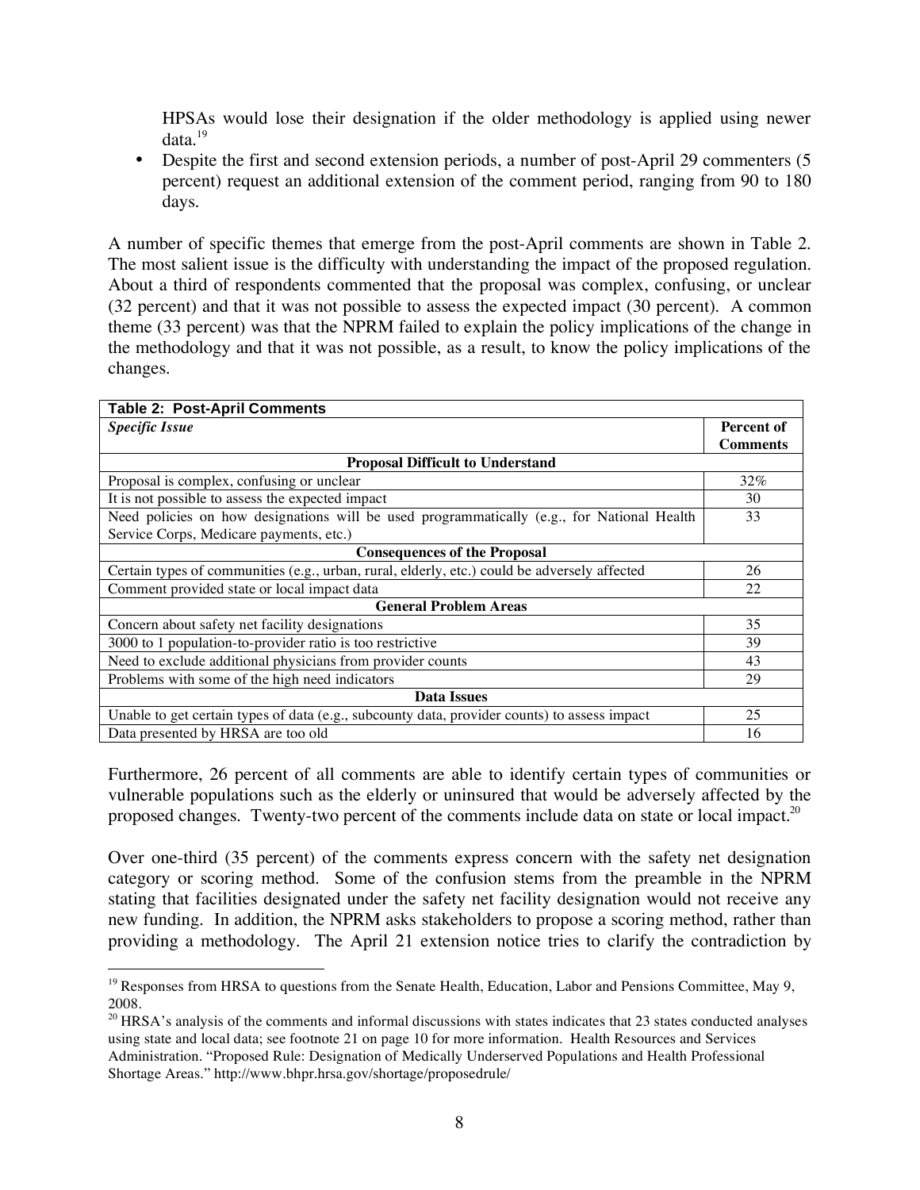HPSAs would lose their designation if the older methodology is applied using newer data.[19]

- Despite the first and second extension periods, a number of post-April 29 commenters (5 percent) request an additional extension of the comment period, ranging from 90 to 180 days.

A number of specific themes that emerge from the post-April comments are shown in Table 2. The most salient issue is the difficulty with understanding the impact of the proposed regulation. About a third of respondents commented that the proposal was complex, confusing, or unclear (32 percent) and that it was not possible to assess the expected impact (30 percent). A common theme (33 percent) was that the NPRM failed to explain the policy implications of the change in the methodology and that it was not possible, as a result, to know the policy implications of the changes.

**Table 2: Post-April Comments**

| *Specific Issue* | **Percent of Comments** |
|---|---|
| **Proposal Difficult to Understand** | |
| Proposal is complex, confusing or unclear | 32% |
| It is not possible to assess the expected impact | 30 |
| Need policies on how designations will be used programmatically (e.g., for National Health Service Corps, Medicare payments, etc.) | 33 |
| **Consequences of the Proposal** | |
| Certain types of communities (e.g., urban, rural, elderly, etc.) could be adversely affected | 26 |
| Comment provided state or local impact data | 22 |
| **General Problem Areas** | |
| Concern about safety net facility designations | 35 |
| 3000 to 1 population-to-provider ratio is too restrictive | 39 |
| Need to exclude additional physicians from provider counts | 43 |
| Problems with some of the high need indicators | 29 |
| **Data Issues** | |
| Unable to get certain types of data (e.g., subcounty data, provider counts) to assess impact | 25 |
| Data presented by HRSA are too old | 16 |

Furthermore, 26 percent of all comments are able to identify certain types of communities or vulnerable populations such as the elderly or uninsured that would be adversely affected by the proposed changes. Twenty-two percent of the comments include data on state or local impact.[20]

Over one-third (35 percent) of the comments express concern with the safety net designation category or scoring method. Some of the confusion stems from the preamble in the NPRM stating that facilities designated under the safety net facility designation would not receive any new funding. In addition, the NPRM asks stakeholders to propose a scoring method, rather than providing a methodology. The April 21 extension notice tries to clarify the contradiction by

[19] Responses from HRSA to questions from the Senate Health, Education, Labor and Pensions Committee, May 9, 2008.

[20] HRSA's analysis of the comments and informal discussions with states indicates that 23 states conducted analyses using state and local data; see footnote 21 on page 10 for more information. Health Resources and Services Administration. "Proposed Rule: Designation of Medically Underserved Populations and Health Professional Shortage Areas." http://www.bhpr.hrsa.gov/shortage/proposedrule/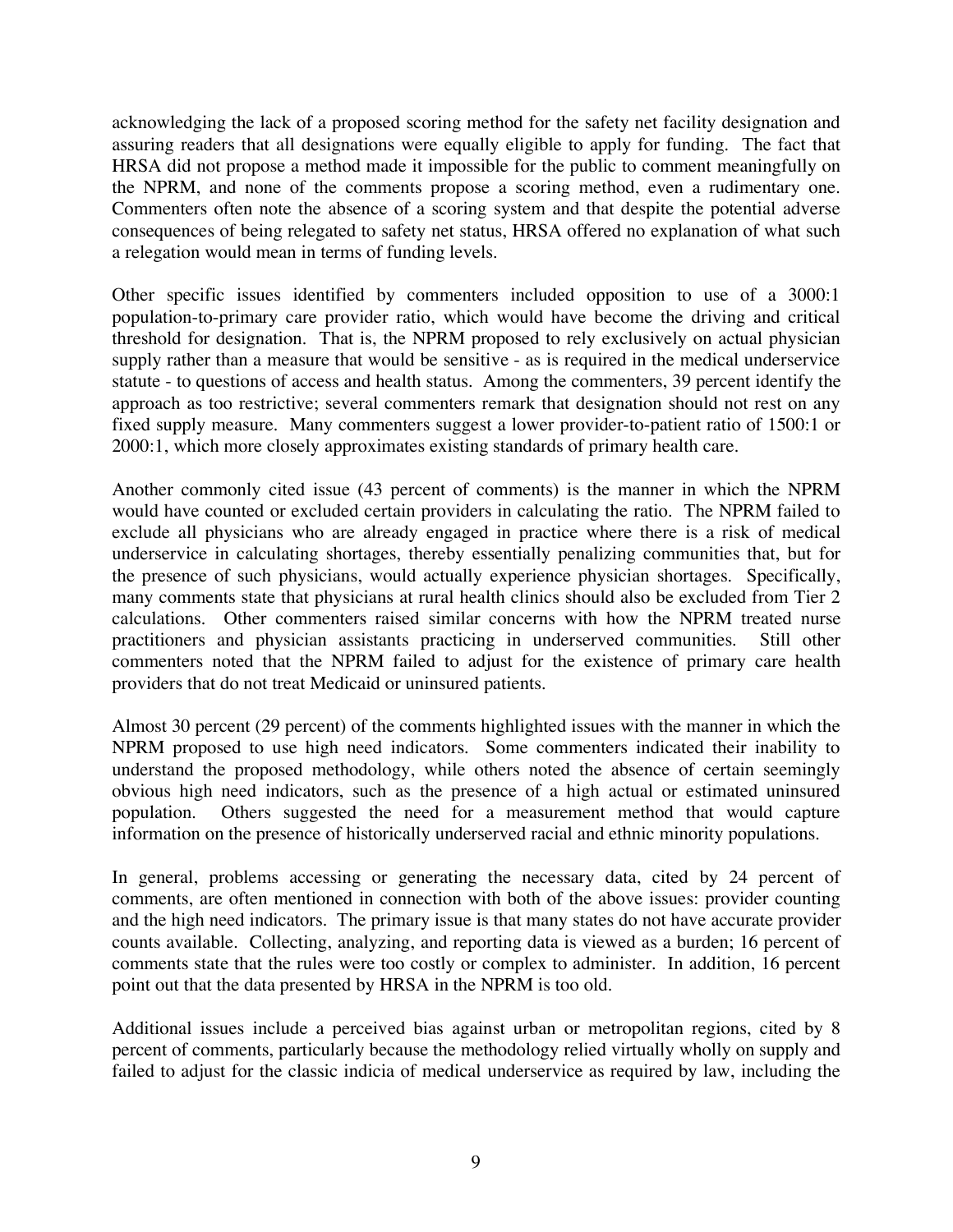acknowledging the lack of a proposed scoring method for the safety net facility designation and assuring readers that all designations were equally eligible to apply for funding. The fact that HRSA did not propose a method made it impossible for the public to comment meaningfully on the NPRM, and none of the comments propose a scoring method, even a rudimentary one. Commenters often note the absence of a scoring system and that despite the potential adverse consequences of being relegated to safety net status, HRSA offered no explanation of what such a relegation would mean in terms of funding levels.

Other specific issues identified by commenters included opposition to use of a 3000:1 population-to-primary care provider ratio, which would have become the driving and critical threshold for designation. That is, the NPRM proposed to rely exclusively on actual physician supply rather than a measure that would be sensitive - as is required in the medical underservice statute - to questions of access and health status. Among the commenters, 39 percent identify the approach as too restrictive; several commenters remark that designation should not rest on any fixed supply measure. Many commenters suggest a lower provider-to-patient ratio of 1500:1 or 2000:1, which more closely approximates existing standards of primary health care.

Another commonly cited issue (43 percent of comments) is the manner in which the NPRM would have counted or excluded certain providers in calculating the ratio. The NPRM failed to exclude all physicians who are already engaged in practice where there is a risk of medical underservice in calculating shortages, thereby essentially penalizing communities that, but for the presence of such physicians, would actually experience physician shortages. Specifically, many comments state that physicians at rural health clinics should also be excluded from Tier 2 calculations. Other commenters raised similar concerns with how the NPRM treated nurse practitioners and physician assistants practicing in underserved communities. Still other commenters noted that the NPRM failed to adjust for the existence of primary care health providers that do not treat Medicaid or uninsured patients.

Almost 30 percent (29 percent) of the comments highlighted issues with the manner in which the NPRM proposed to use high need indicators. Some commenters indicated their inability to understand the proposed methodology, while others noted the absence of certain seemingly obvious high need indicators, such as the presence of a high actual or estimated uninsured population. Others suggested the need for a measurement method that would capture information on the presence of historically underserved racial and ethnic minority populations.

In general, problems accessing or generating the necessary data, cited by 24 percent of comments, are often mentioned in connection with both of the above issues: provider counting and the high need indicators. The primary issue is that many states do not have accurate provider counts available. Collecting, analyzing, and reporting data is viewed as a burden; 16 percent of comments state that the rules were too costly or complex to administer. In addition, 16 percent point out that the data presented by HRSA in the NPRM is too old.

Additional issues include a perceived bias against urban or metropolitan regions, cited by 8 percent of comments, particularly because the methodology relied virtually wholly on supply and failed to adjust for the classic indicia of medical underservice as required by law, including the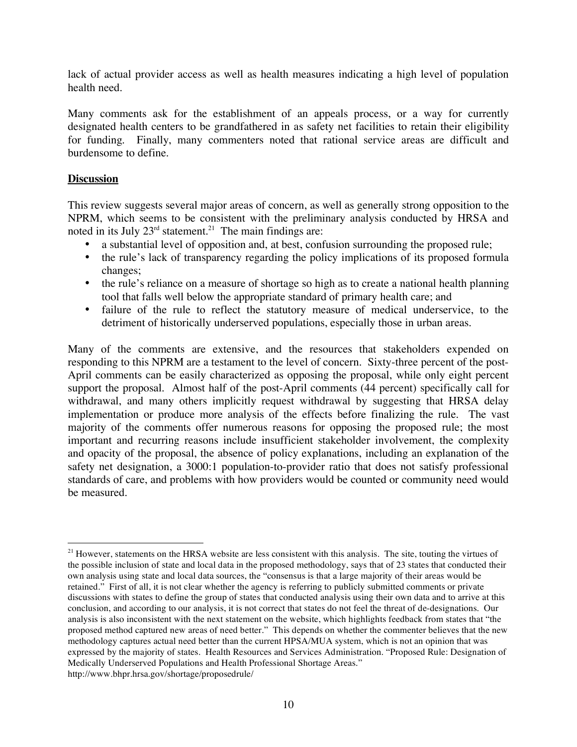lack of actual provider access as well as health measures indicating a high level of population health need.

Many comments ask for the establishment of an appeals process, or a way for currently designated health centers to be grandfathered in as safety net facilities to retain their eligibility for funding. Finally, many commenters noted that rational service areas are difficult and burdensome to define.

## Discussion

This review suggests several major areas of concern, as well as generally strong opposition to the NPRM, which seems to be consistent with the preliminary analysis conducted by HRSA and noted in its July 23rd statement.[21] The main findings are:

- a substantial level of opposition and, at best, confusion surrounding the proposed rule;
- the rule's lack of transparency regarding the policy implications of its proposed formula changes;
- the rule's reliance on a measure of shortage so high as to create a national health planning tool that falls well below the appropriate standard of primary health care; and
- failure of the rule to reflect the statutory measure of medical underservice, to the detriment of historically underserved populations, especially those in urban areas.

Many of the comments are extensive, and the resources that stakeholders expended on responding to this NPRM are a testament to the level of concern. Sixty-three percent of the post-April comments can be easily characterized as opposing the proposal, while only eight percent support the proposal. Almost half of the post-April comments (44 percent) specifically call for withdrawal, and many others implicitly request withdrawal by suggesting that HRSA delay implementation or produce more analysis of the effects before finalizing the rule. The vast majority of the comments offer numerous reasons for opposing the proposed rule; the most important and recurring reasons include insufficient stakeholder involvement, the complexity and opacity of the proposal, the absence of policy explanations, including an explanation of the safety net designation, a 3000:1 population-to-provider ratio that does not satisfy professional standards of care, and problems with how providers would be counted or community need would be measured.

---

[21] However, statements on the HRSA website are less consistent with this analysis. The site, touting the virtues of the possible inclusion of state and local data in the proposed methodology, says that of 23 states that conducted their own analysis using state and local data sources, the "consensus is that a large majority of their areas would be retained." First of all, it is not clear whether the agency is referring to publicly submitted comments or private discussions with states to define the group of states that conducted analysis using their own data and to arrive at this conclusion, and according to our analysis, it is not correct that states do not feel the threat of de-designations. Our analysis is also inconsistent with the next statement on the website, which highlights feedback from states that "the proposed method captured new areas of need better." This depends on whether the commenter believes that the new methodology captures actual need better than the current HPSA/MUA system, which is not an opinion that was expressed by the majority of states. Health Resources and Services Administration. "Proposed Rule: Designation of Medically Underserved Populations and Health Professional Shortage Areas." http://www.bhpr.hrsa.gov/shortage/proposedrule/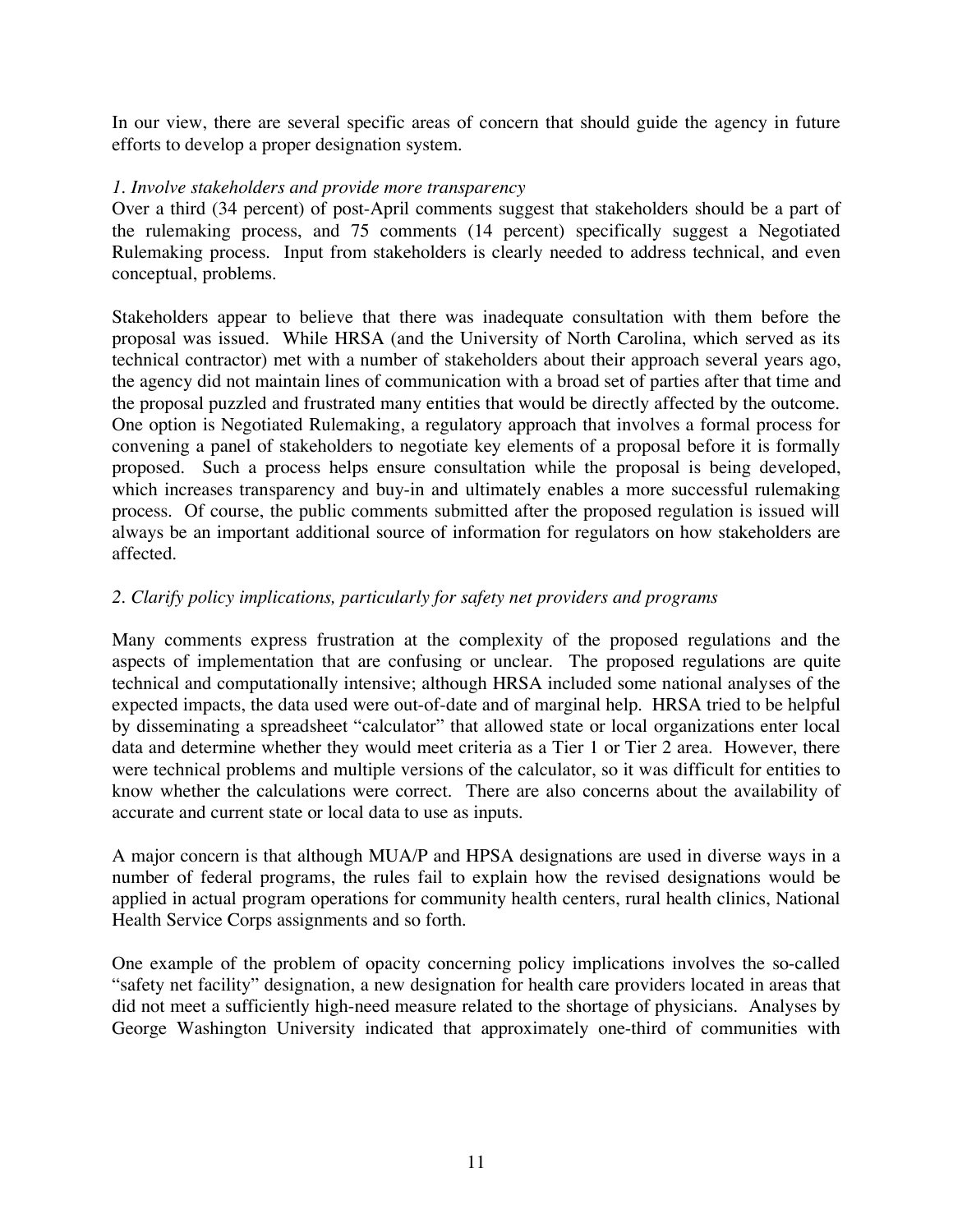In our view, there are several specific areas of concern that should guide the agency in future efforts to develop a proper designation system.

*1. Involve stakeholders and provide more transparency*

Over a third (34 percent) of post-April comments suggest that stakeholders should be a part of the rulemaking process, and 75 comments (14 percent) specifically suggest a Negotiated Rulemaking process. Input from stakeholders is clearly needed to address technical, and even conceptual, problems.

Stakeholders appear to believe that there was inadequate consultation with them before the proposal was issued. While HRSA (and the University of North Carolina, which served as its technical contractor) met with a number of stakeholders about their approach several years ago, the agency did not maintain lines of communication with a broad set of parties after that time and the proposal puzzled and frustrated many entities that would be directly affected by the outcome. One option is Negotiated Rulemaking, a regulatory approach that involves a formal process for convening a panel of stakeholders to negotiate key elements of a proposal before it is formally proposed. Such a process helps ensure consultation while the proposal is being developed, which increases transparency and buy-in and ultimately enables a more successful rulemaking process. Of course, the public comments submitted after the proposed regulation is issued will always be an important additional source of information for regulators on how stakeholders are affected.

*2. Clarify policy implications, particularly for safety net providers and programs*

Many comments express frustration at the complexity of the proposed regulations and the aspects of implementation that are confusing or unclear. The proposed regulations are quite technical and computationally intensive; although HRSA included some national analyses of the expected impacts, the data used were out-of-date and of marginal help. HRSA tried to be helpful by disseminating a spreadsheet "calculator" that allowed state or local organizations enter local data and determine whether they would meet criteria as a Tier 1 or Tier 2 area. However, there were technical problems and multiple versions of the calculator, so it was difficult for entities to know whether the calculations were correct. There are also concerns about the availability of accurate and current state or local data to use as inputs.

A major concern is that although MUA/P and HPSA designations are used in diverse ways in a number of federal programs, the rules fail to explain how the revised designations would be applied in actual program operations for community health centers, rural health clinics, National Health Service Corps assignments and so forth.

One example of the problem of opacity concerning policy implications involves the so-called "safety net facility" designation, a new designation for health care providers located in areas that did not meet a sufficiently high-need measure related to the shortage of physicians. Analyses by George Washington University indicated that approximately one-third of communities with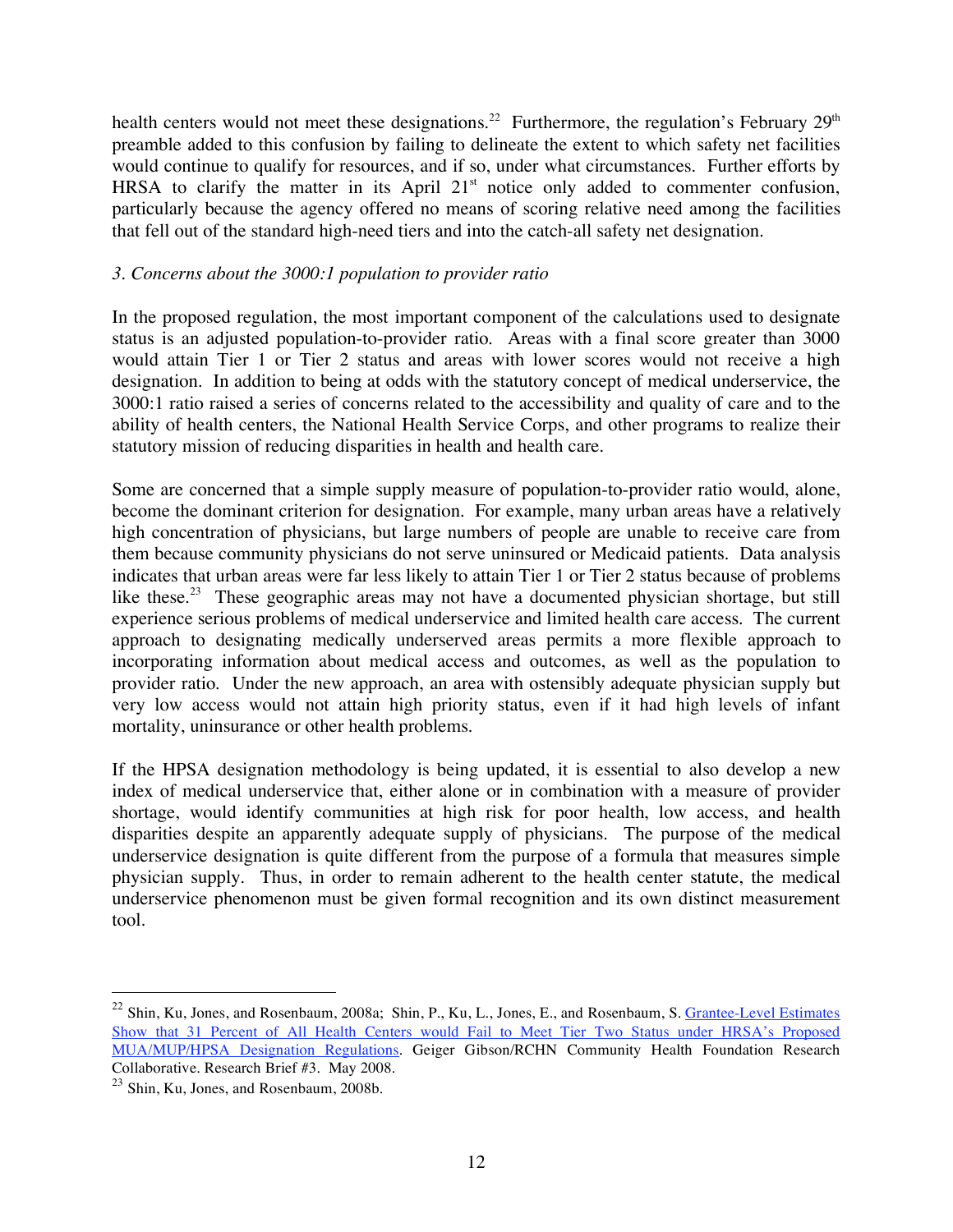health centers would not meet these designations.[22] Furthermore, the regulation's February 29th preamble added to this confusion by failing to delineate the extent to which safety net facilities would continue to qualify for resources, and if so, under what circumstances. Further efforts by HRSA to clarify the matter in its April 21st notice only added to commenter confusion, particularly because the agency offered no means of scoring relative need among the facilities that fell out of the standard high-need tiers and into the catch-all safety net designation.

*3. Concerns about the 3000:1 population to provider ratio*

In the proposed regulation, the most important component of the calculations used to designate status is an adjusted population-to-provider ratio. Areas with a final score greater than 3000 would attain Tier 1 or Tier 2 status and areas with lower scores would not receive a high designation. In addition to being at odds with the statutory concept of medical underservice, the 3000:1 ratio raised a series of concerns related to the accessibility and quality of care and to the ability of health centers, the National Health Service Corps, and other programs to realize their statutory mission of reducing disparities in health and health care.

Some are concerned that a simple supply measure of population-to-provider ratio would, alone, become the dominant criterion for designation. For example, many urban areas have a relatively high concentration of physicians, but large numbers of people are unable to receive care from them because community physicians do not serve uninsured or Medicaid patients. Data analysis indicates that urban areas were far less likely to attain Tier 1 or Tier 2 status because of problems like these.[23] These geographic areas may not have a documented physician shortage, but still experience serious problems of medical underservice and limited health care access. The current approach to designating medically underserved areas permits a more flexible approach to incorporating information about medical access and outcomes, as well as the population to provider ratio. Under the new approach, an area with ostensibly adequate physician supply but very low access would not attain high priority status, even if it had high levels of infant mortality, uninsurance or other health problems.

If the HPSA designation methodology is being updated, it is essential to also develop a new index of medical underservice that, either alone or in combination with a measure of provider shortage, would identify communities at high risk for poor health, low access, and health disparities despite an apparently adequate supply of physicians. The purpose of the medical underservice designation is quite different from the purpose of a formula that measures simple physician supply. Thus, in order to remain adherent to the health center statute, the medical underservice phenomenon must be given formal recognition and its own distinct measurement tool.

---

[22] Shin, Ku, Jones, and Rosenbaum, 2008a; Shin, P., Ku, L., Jones, E., and Rosenbaum, S. Grantee-Level Estimates Show that 31 Percent of All Health Centers would Fail to Meet Tier Two Status under HRSA's Proposed MUA/MUP/HPSA Designation Regulations. Geiger Gibson/RCHN Community Health Foundation Research Collaborative. Research Brief #3. May 2008.

[23] Shin, Ku, Jones, and Rosenbaum, 2008b.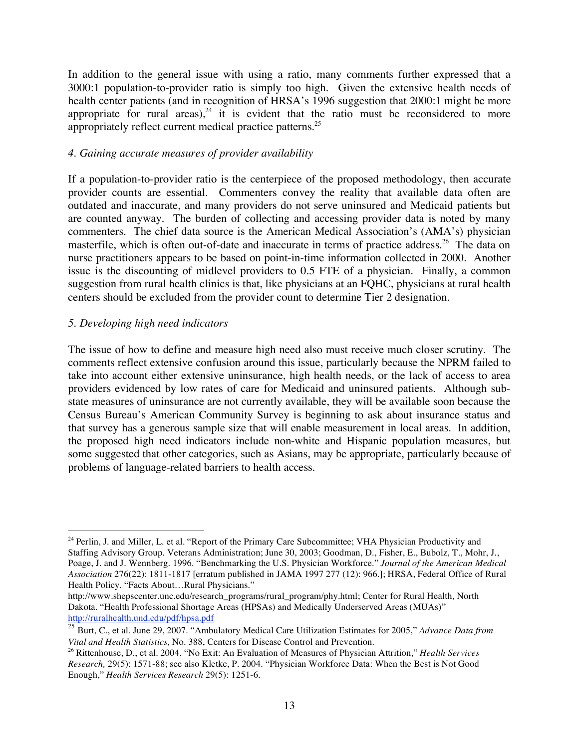In addition to the general issue with using a ratio, many comments further expressed that a 3000:1 population-to-provider ratio is simply too high. Given the extensive health needs of health center patients (and in recognition of HRSA's 1996 suggestion that 2000:1 might be more appropriate for rural areas),[24] it is evident that the ratio must be reconsidered to more appropriately reflect current medical practice patterns.[25]

*4. Gaining accurate measures of provider availability*

If a population-to-provider ratio is the centerpiece of the proposed methodology, then accurate provider counts are essential. Commenters convey the reality that available data often are outdated and inaccurate, and many providers do not serve uninsured and Medicaid patients but are counted anyway. The burden of collecting and accessing provider data is noted by many commenters. The chief data source is the American Medical Association's (AMA's) physician masterfile, which is often out-of-date and inaccurate in terms of practice address.[26] The data on nurse practitioners appears to be based on point-in-time information collected in 2000. Another issue is the discounting of midlevel providers to 0.5 FTE of a physician. Finally, a common suggestion from rural health clinics is that, like physicians at an FQHC, physicians at rural health centers should be excluded from the provider count to determine Tier 2 designation.

*5. Developing high need indicators*

The issue of how to define and measure high need also must receive much closer scrutiny. The comments reflect extensive confusion around this issue, particularly because the NPRM failed to take into account either extensive uninsurance, high health needs, or the lack of access to area providers evidenced by low rates of care for Medicaid and uninsured patients. Although sub-state measures of uninsurance are not currently available, they will be available soon because the Census Bureau's American Community Survey is beginning to ask about insurance status and that survey has a generous sample size that will enable measurement in local areas. In addition, the proposed high need indicators include non-white and Hispanic population measures, but some suggested that other categories, such as Asians, may be appropriate, particularly because of problems of language-related barriers to health access.

---

[24] Perlin, J. and Miller, L. et al. "Report of the Primary Care Subcommittee; VHA Physician Productivity and Staffing Advisory Group. Veterans Administration; June 30, 2003; Goodman, D., Fisher, E., Bubolz, T., Mohr, J., Poage, J. and J. Wennberg. 1996. "Benchmarking the U.S. Physician Workforce." *Journal of the American Medical Association* 276(22): 1811-1817 [erratum published in JAMA 1997 277 (12): 966.]; HRSA, Federal Office of Rural Health Policy. "Facts About…Rural Physicians." http://www.shepscenter.unc.edu/research_programs/rural_program/phy.html; Center for Rural Health, North Dakota. "Health Professional Shortage Areas (HPSAs) and Medically Underserved Areas (MUAs)" http://ruralhealth.und.edu/pdf/hpsa.pdf

[25] Burt, C., et al. June 29, 2007. "Ambulatory Medical Care Utilization Estimates for 2005," *Advance Data from Vital and Health Statistics,* No. 388, Centers for Disease Control and Prevention.

[26] Rittenhouse, D., et al. 2004. "No Exit: An Evaluation of Measures of Physician Attrition," *Health Services Research,* 29(5): 1571-88; see also Kletke, P. 2004. "Physician Workforce Data: When the Best is Not Good Enough," *Health Services Research* 29(5): 1251-6.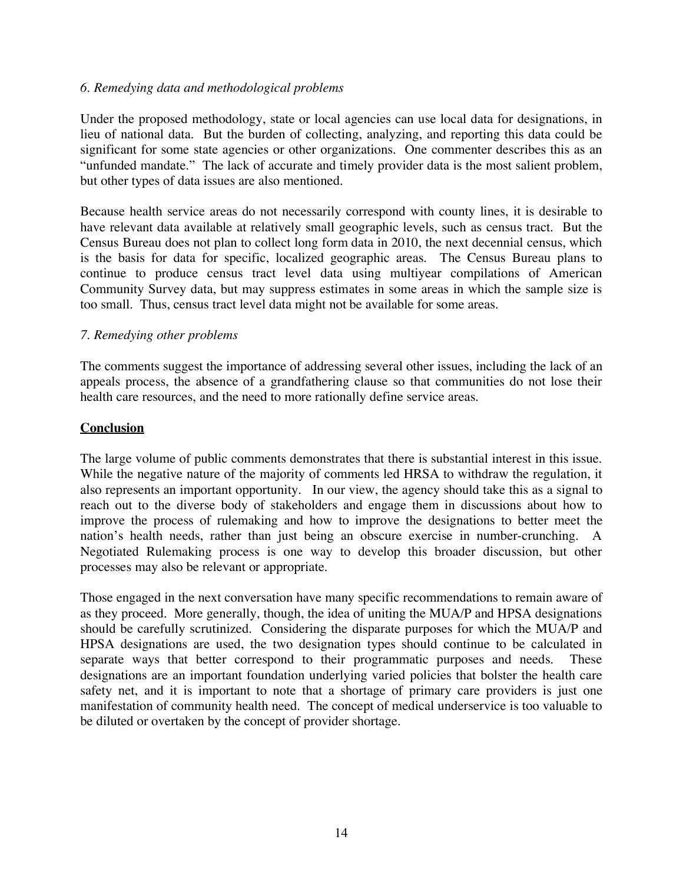*6. Remedying data and methodological problems*

Under the proposed methodology, state or local agencies can use local data for designations, in lieu of national data. But the burden of collecting, analyzing, and reporting this data could be significant for some state agencies or other organizations. One commenter describes this as an "unfunded mandate." The lack of accurate and timely provider data is the most salient problem, but other types of data issues are also mentioned.

Because health service areas do not necessarily correspond with county lines, it is desirable to have relevant data available at relatively small geographic levels, such as census tract. But the Census Bureau does not plan to collect long form data in 2010, the next decennial census, which is the basis for data for specific, localized geographic areas. The Census Bureau plans to continue to produce census tract level data using multiyear compilations of American Community Survey data, but may suppress estimates in some areas in which the sample size is too small. Thus, census tract level data might not be available for some areas.

*7. Remedying other problems*

The comments suggest the importance of addressing several other issues, including the lack of an appeals process, the absence of a grandfathering clause so that communities do not lose their health care resources, and the need to more rationally define service areas.

## Conclusion

The large volume of public comments demonstrates that there is substantial interest in this issue. While the negative nature of the majority of comments led HRSA to withdraw the regulation, it also represents an important opportunity. In our view, the agency should take this as a signal to reach out to the diverse body of stakeholders and engage them in discussions about how to improve the process of rulemaking and how to improve the designations to better meet the nation's health needs, rather than just being an obscure exercise in number-crunching. A Negotiated Rulemaking process is one way to develop this broader discussion, but other processes may also be relevant or appropriate.

Those engaged in the next conversation have many specific recommendations to remain aware of as they proceed. More generally, though, the idea of uniting the MUA/P and HPSA designations should be carefully scrutinized. Considering the disparate purposes for which the MUA/P and HPSA designations are used, the two designation types should continue to be calculated in separate ways that better correspond to their programmatic purposes and needs. These designations are an important foundation underlying varied policies that bolster the health care safety net, and it is important to note that a shortage of primary care providers is just one manifestation of community health need. The concept of medical underservice is too valuable to be diluted or overtaken by the concept of provider shortage.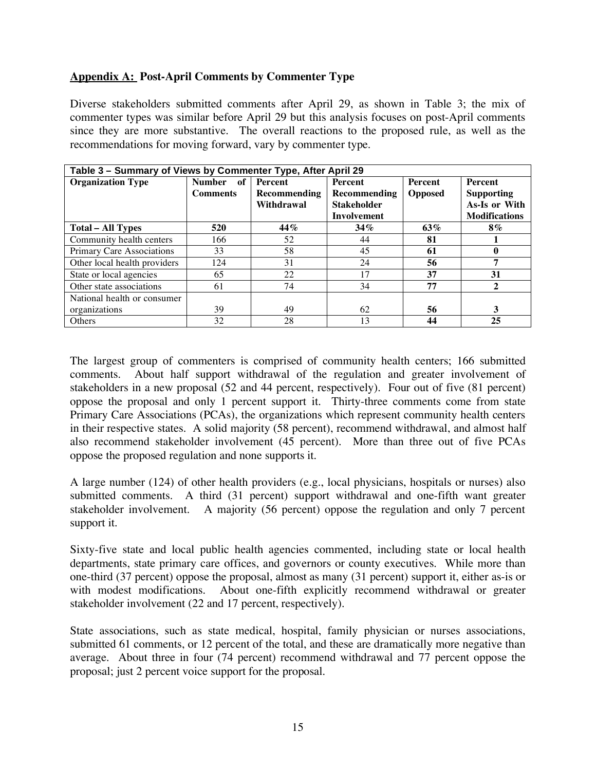## Appendix A: Post-April Comments by Commenter Type

Diverse stakeholders submitted comments after April 29, as shown in Table 3; the mix of commenter types was similar before April 29 but this analysis focuses on post-April comments since they are more substantive. The overall reactions to the proposed rule, as well as the recommendations for moving forward, vary by commenter type.

**Table 3 – Summary of Views by Commenter Type, After April 29**

| Organization Type | Number of Comments | Percent Recommending Withdrawal | Percent Recommending Stakeholder Involvement | Percent Opposed | Percent Supporting As-Is or With Modifications |
|---|---|---|---|---|---|
| **Total – All Types** | **520** | **44%** | **34%** | **63%** | **8%** |
| Community health centers | 166 | 52 | 44 | **81** | **1** |
| Primary Care Associations | 33 | 58 | 45 | **61** | **0** |
| Other local health providers | 124 | 31 | 24 | **56** | **7** |
| State or local agencies | 65 | 22 | 17 | **37** | **31** |
| Other state associations | 61 | 74 | 34 | **77** | **2** |
| National health or consumer organizations | 39 | 49 | 62 | **56** | **3** |
| Others | 32 | 28 | 13 | **44** | **25** |

The largest group of commenters is comprised of community health centers; 166 submitted comments. About half support withdrawal of the regulation and greater involvement of stakeholders in a new proposal (52 and 44 percent, respectively). Four out of five (81 percent) oppose the proposal and only 1 percent support it. Thirty-three comments come from state Primary Care Associations (PCAs), the organizations which represent community health centers in their respective states. A solid majority (58 percent), recommend withdrawal, and almost half also recommend stakeholder involvement (45 percent). More than three out of five PCAs oppose the proposed regulation and none supports it.

A large number (124) of other health providers (e.g., local physicians, hospitals or nurses) also submitted comments. A third (31 percent) support withdrawal and one-fifth want greater stakeholder involvement. A majority (56 percent) oppose the regulation and only 7 percent support it.

Sixty-five state and local public health agencies commented, including state or local health departments, state primary care offices, and governors or county executives. While more than one-third (37 percent) oppose the proposal, almost as many (31 percent) support it, either as-is or with modest modifications. About one-fifth explicitly recommend withdrawal or greater stakeholder involvement (22 and 17 percent, respectively).

State associations, such as state medical, hospital, family physician or nurses associations, submitted 61 comments, or 12 percent of the total, and these are dramatically more negative than average. About three in four (74 percent) recommend withdrawal and 77 percent oppose the proposal; just 2 percent voice support for the proposal.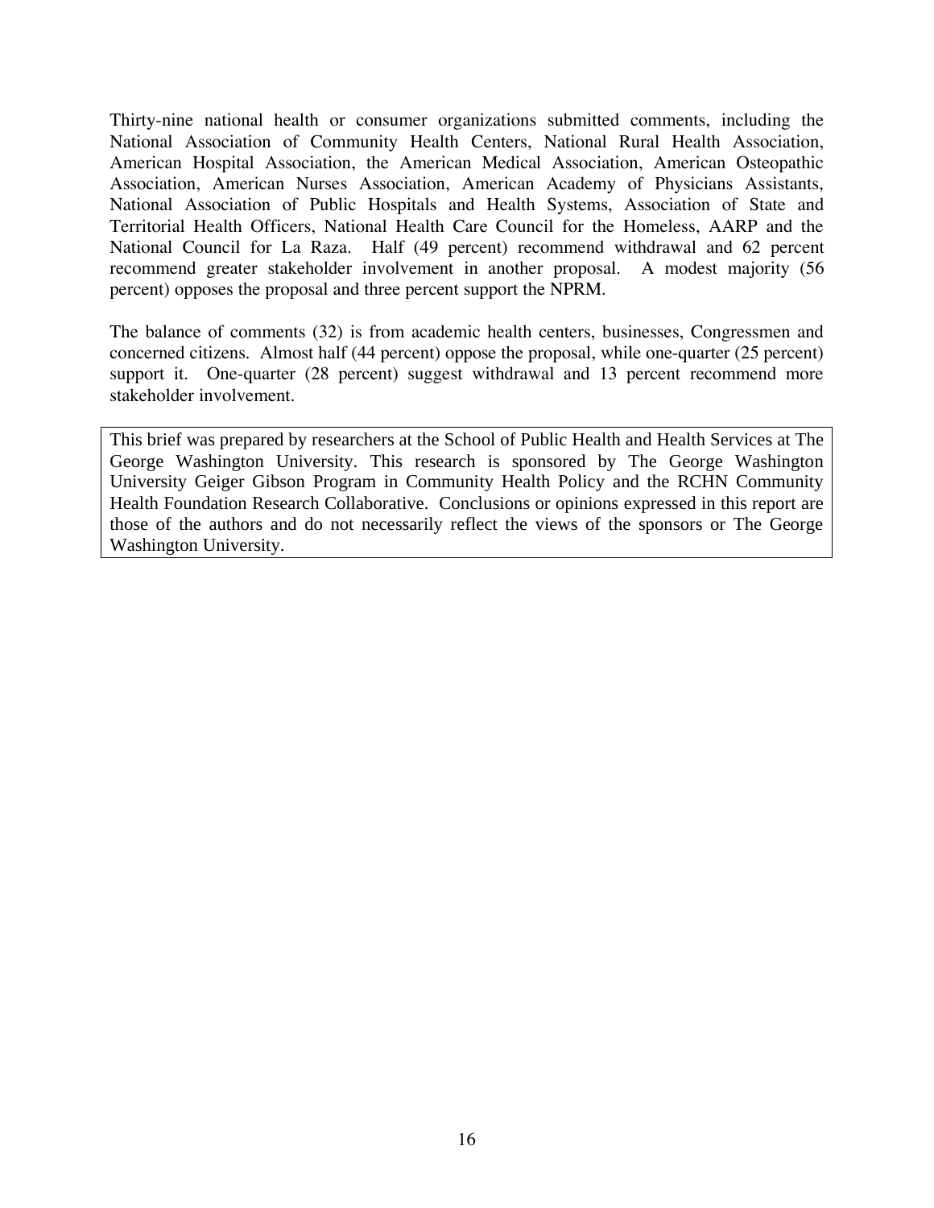Thirty-nine national health or consumer organizations submitted comments, including the National Association of Community Health Centers, National Rural Health Association, American Hospital Association, the American Medical Association, American Osteopathic Association, American Nurses Association, American Academy of Physicians Assistants, National Association of Public Hospitals and Health Systems, Association of State and Territorial Health Officers, National Health Care Council for the Homeless, AARP and the National Council for La Raza. Half (49 percent) recommend withdrawal and 62 percent recommend greater stakeholder involvement in another proposal. A modest majority (56 percent) opposes the proposal and three percent support the NPRM.

The balance of comments (32) is from academic health centers, businesses, Congressmen and concerned citizens. Almost half (44 percent) oppose the proposal, while one-quarter (25 percent) support it. One-quarter (28 percent) suggest withdrawal and 13 percent recommend more stakeholder involvement.

This brief was prepared by researchers at the School of Public Health and Health Services at The George Washington University. This research is sponsored by The George Washington University Geiger Gibson Program in Community Health Policy and the RCHN Community Health Foundation Research Collaborative. Conclusions or opinions expressed in this report are those of the authors and do not necessarily reflect the views of the sponsors or The George Washington University.